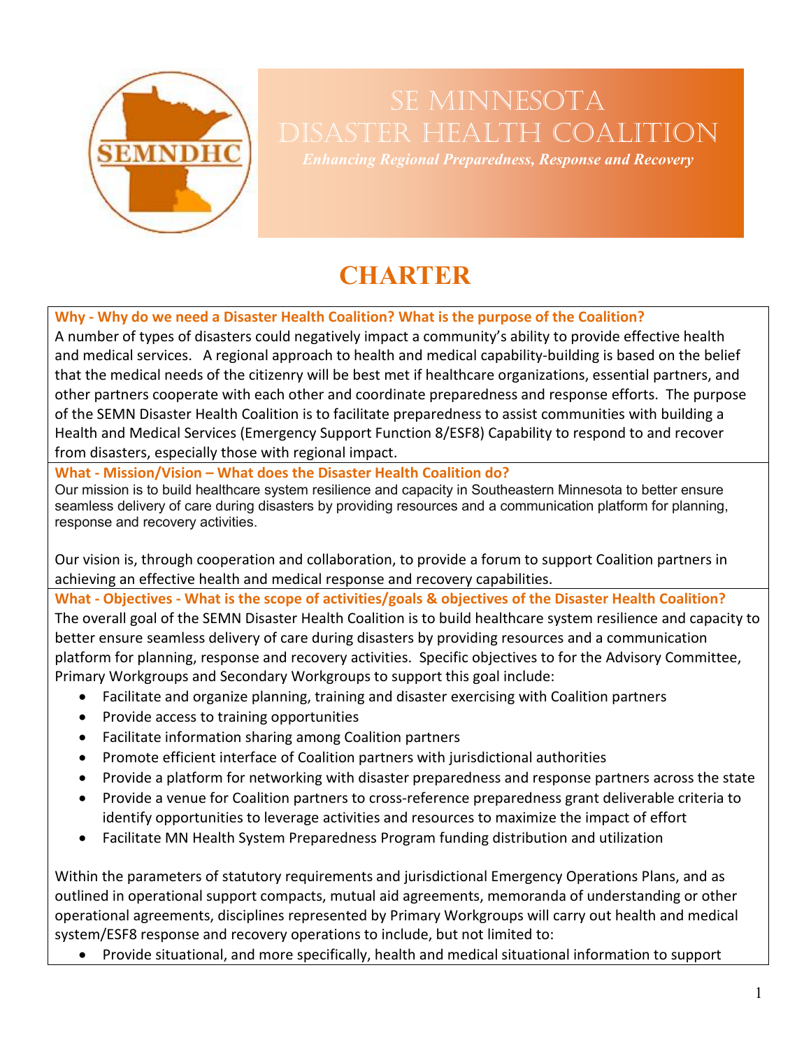# SE Minnesota Disaster Health Coalition

*Enhancing Regional Preparedness, Response and Recovery*

# CHARTER

**Why - Why do we need a Disaster Health Coalition? What is the purpose of the Coalition?**

A number of types of disasters could negatively impact a community's ability to provide effective health and medical services. A regional approach to health and medical capability-building is based on the belief that the medical needs of the citizenry will be best met if healthcare organizations, essential partners, and other partners cooperate with each other and coordinate preparedness and response efforts. The purpose of the SEMN Disaster Health Coalition is to facilitate preparedness to assist communities with building a Health and Medical Services (Emergency Support Function 8/ESF8) Capability to respond to and recover from disasters, especially those with regional impact.

**What - Mission/Vision – What does the Disaster Health Coalition do?**

Our mission is to build healthcare system resilience and capacity in Southeastern Minnesota to better ensure seamless delivery of care during disasters by providing resources and a communication platform for planning, response and recovery activities.

Our vision is, through cooperation and collaboration, to provide a forum to support Coalition partners in achieving an effective health and medical response and recovery capabilities.

**What - Objectives - What is the scope of activities/goals & objectives of the Disaster Health Coalition?**

The overall goal of the SEMN Disaster Health Coalition is to build healthcare system resilience and capacity to better ensure seamless delivery of care during disasters by providing resources and a communication platform for planning, response and recovery activities. Specific objectives to for the Advisory Committee, Primary Workgroups and Secondary Workgroups to support this goal include:

- Facilitate and organize planning, training and disaster exercising with Coalition partners
- Provide access to training opportunities
- Facilitate information sharing among Coalition partners
- Promote efficient interface of Coalition partners with jurisdictional authorities
- Provide a platform for networking with disaster preparedness and response partners across the state
- Provide a venue for Coalition partners to cross-reference preparedness grant deliverable criteria to identify opportunities to leverage activities and resources to maximize the impact of effort
- Facilitate MN Health System Preparedness Program funding distribution and utilization

Within the parameters of statutory requirements and jurisdictional Emergency Operations Plans, and as outlined in operational support compacts, mutual aid agreements, memoranda of understanding or other operational agreements, disciplines represented by Primary Workgroups will carry out health and medical system/ESF8 response and recovery operations to include, but not limited to:

- Provide situational, and more specifically, health and medical situational information to support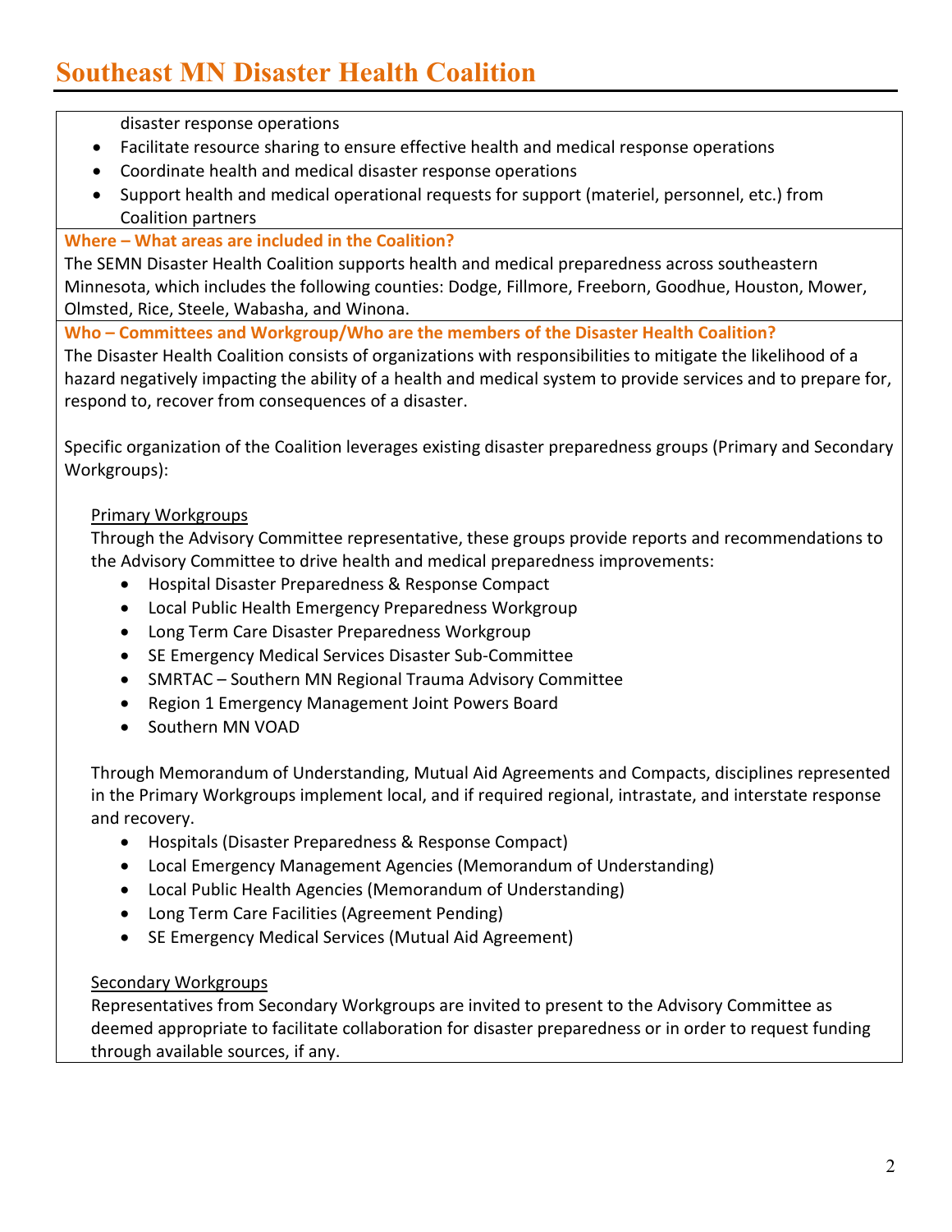disaster response operations

- Facilitate resource sharing to ensure effective health and medical response operations
- Coordinate health and medical disaster response operations
- Support health and medical operational requests for support (materiel, personnel, etc.) from Coalition partners

**Where – What areas are included in the Coalition?**

The SEMN Disaster Health Coalition supports health and medical preparedness across southeastern Minnesota, which includes the following counties: Dodge, Fillmore, Freeborn, Goodhue, Houston, Mower, Olmsted, Rice, Steele, Wabasha, and Winona.

**Who – Committees and Workgroup/Who are the members of the Disaster Health Coalition?**

The Disaster Health Coalition consists of organizations with responsibilities to mitigate the likelihood of a hazard negatively impacting the ability of a health and medical system to provide services and to prepare for, respond to, recover from consequences of a disaster.

Specific organization of the Coalition leverages existing disaster preparedness groups (Primary and Secondary Workgroups):

<u>Primary Workgroups</u>

Through the Advisory Committee representative, these groups provide reports and recommendations to the Advisory Committee to drive health and medical preparedness improvements:

- Hospital Disaster Preparedness & Response Compact
- Local Public Health Emergency Preparedness Workgroup
- Long Term Care Disaster Preparedness Workgroup
- SE Emergency Medical Services Disaster Sub-Committee
- SMRTAC – Southern MN Regional Trauma Advisory Committee
- Region 1 Emergency Management Joint Powers Board
- Southern MN VOAD

Through Memorandum of Understanding, Mutual Aid Agreements and Compacts, disciplines represented in the Primary Workgroups implement local, and if required regional, intrastate, and interstate response and recovery.

- Hospitals (Disaster Preparedness & Response Compact)
- Local Emergency Management Agencies (Memorandum of Understanding)
- Local Public Health Agencies (Memorandum of Understanding)
- Long Term Care Facilities (Agreement Pending)
- SE Emergency Medical Services (Mutual Aid Agreement)

<u>Secondary Workgroups</u>

Representatives from Secondary Workgroups are invited to present to the Advisory Committee as deemed appropriate to facilitate collaboration for disaster preparedness or in order to request funding through available sources, if any.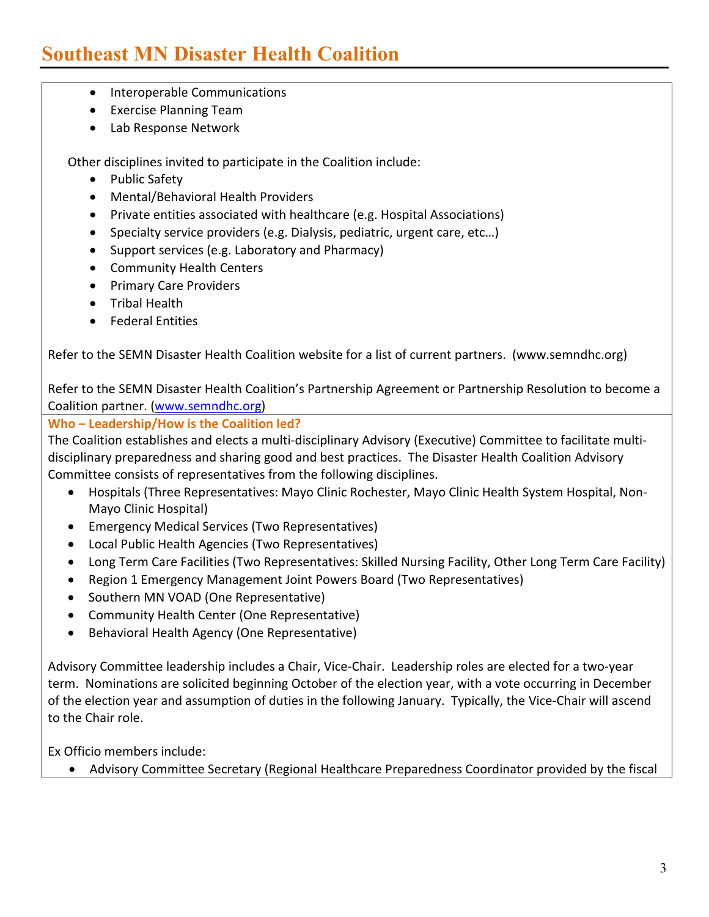- Interoperable Communications
- Exercise Planning Team
- Lab Response Network

Other disciplines invited to participate in the Coalition include:

- Public Safety
- Mental/Behavioral Health Providers
- Private entities associated with healthcare (e.g. Hospital Associations)
- Specialty service providers (e.g. Dialysis, pediatric, urgent care, etc…)
- Support services (e.g. Laboratory and Pharmacy)
- Community Health Centers
- Primary Care Providers
- Tribal Health
- Federal Entities

Refer to the SEMN Disaster Health Coalition website for a list of current partners. (www.semndhc.org)

Refer to the SEMN Disaster Health Coalition's Partnership Agreement or Partnership Resolution to become a Coalition partner. (www.semndhc.org)

**Who – Leadership/How is the Coalition led?**

The Coalition establishes and elects a multi-disciplinary Advisory (Executive) Committee to facilitate multi-disciplinary preparedness and sharing good and best practices. The Disaster Health Coalition Advisory Committee consists of representatives from the following disciplines.

- Hospitals (Three Representatives: Mayo Clinic Rochester, Mayo Clinic Health System Hospital, Non-Mayo Clinic Hospital)
- Emergency Medical Services (Two Representatives)
- Local Public Health Agencies (Two Representatives)
- Long Term Care Facilities (Two Representatives: Skilled Nursing Facility, Other Long Term Care Facility)
- Region 1 Emergency Management Joint Powers Board (Two Representatives)
- Southern MN VOAD (One Representative)
- Community Health Center (One Representative)
- Behavioral Health Agency (One Representative)

Advisory Committee leadership includes a Chair, Vice-Chair. Leadership roles are elected for a two-year term. Nominations are solicited beginning October of the election year, with a vote occurring in December of the election year and assumption of duties in the following January. Typically, the Vice-Chair will ascend to the Chair role.

Ex Officio members include:

- Advisory Committee Secretary (Regional Healthcare Preparedness Coordinator provided by the fiscal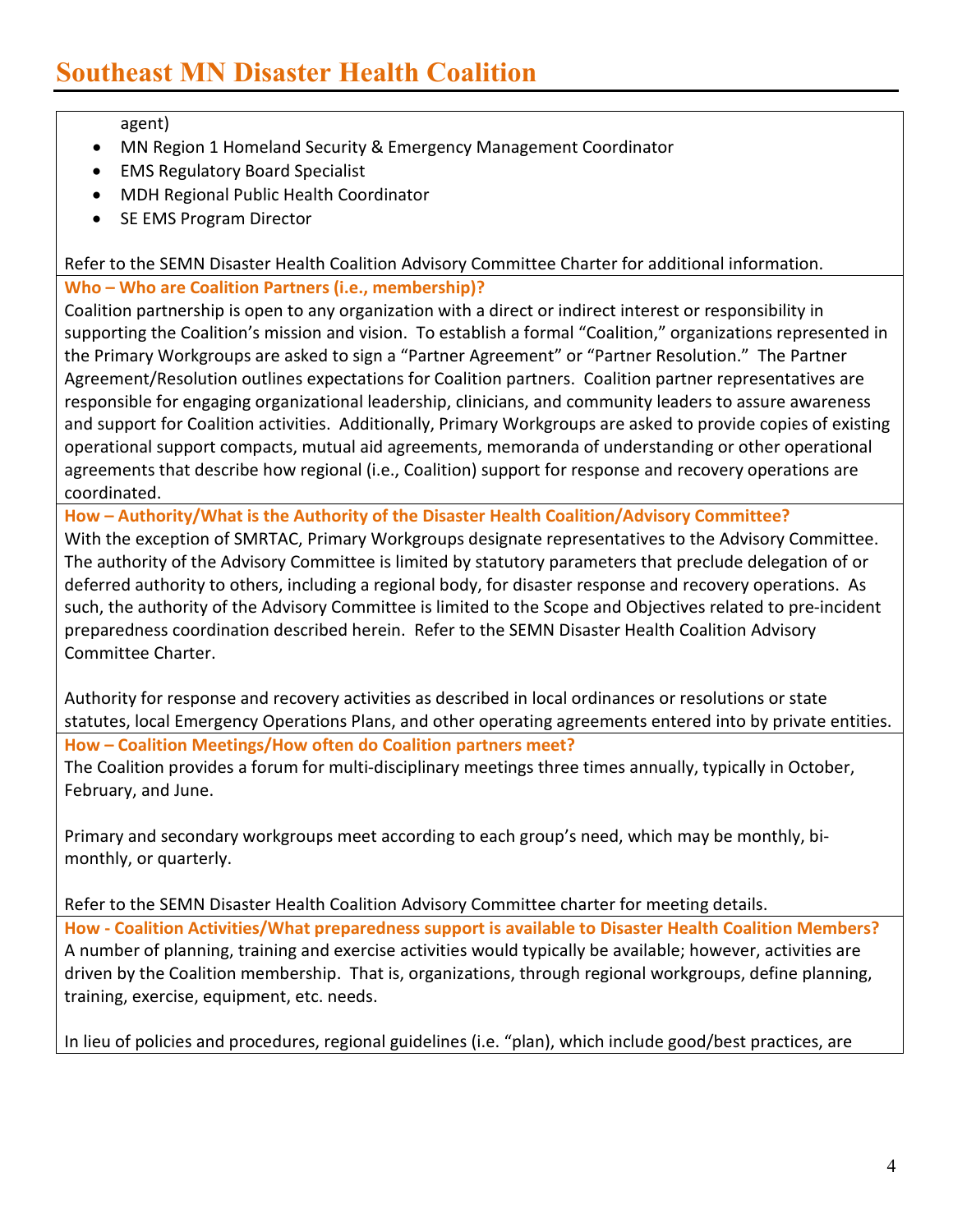agent)

- MN Region 1 Homeland Security & Emergency Management Coordinator
- EMS Regulatory Board Specialist
- MDH Regional Public Health Coordinator
- SE EMS Program Director

Refer to the SEMN Disaster Health Coalition Advisory Committee Charter for additional information.

**Who – Who are Coalition Partners (i.e., membership)?**

Coalition partnership is open to any organization with a direct or indirect interest or responsibility in supporting the Coalition's mission and vision. To establish a formal "Coalition," organizations represented in the Primary Workgroups are asked to sign a "Partner Agreement" or "Partner Resolution." The Partner Agreement/Resolution outlines expectations for Coalition partners. Coalition partner representatives are responsible for engaging organizational leadership, clinicians, and community leaders to assure awareness and support for Coalition activities. Additionally, Primary Workgroups are asked to provide copies of existing operational support compacts, mutual aid agreements, memoranda of understanding or other operational agreements that describe how regional (i.e., Coalition) support for response and recovery operations are coordinated.

**How – Authority/What is the Authority of the Disaster Health Coalition/Advisory Committee?**

With the exception of SMRTAC, Primary Workgroups designate representatives to the Advisory Committee. The authority of the Advisory Committee is limited by statutory parameters that preclude delegation of or deferred authority to others, including a regional body, for disaster response and recovery operations. As such, the authority of the Advisory Committee is limited to the Scope and Objectives related to pre-incident preparedness coordination described herein. Refer to the SEMN Disaster Health Coalition Advisory Committee Charter.

Authority for response and recovery activities as described in local ordinances or resolutions or state statutes, local Emergency Operations Plans, and other operating agreements entered into by private entities.

**How – Coalition Meetings/How often do Coalition partners meet?**

The Coalition provides a forum for multi-disciplinary meetings three times annually, typically in October, February, and June.

Primary and secondary workgroups meet according to each group's need, which may be monthly, bi-monthly, or quarterly.

Refer to the SEMN Disaster Health Coalition Advisory Committee charter for meeting details.

**How - Coalition Activities/What preparedness support is available to Disaster Health Coalition Members?**

A number of planning, training and exercise activities would typically be available; however, activities are driven by the Coalition membership. That is, organizations, through regional workgroups, define planning, training, exercise, equipment, etc. needs.

In lieu of policies and procedures, regional guidelines (i.e. "plan), which include good/best practices, are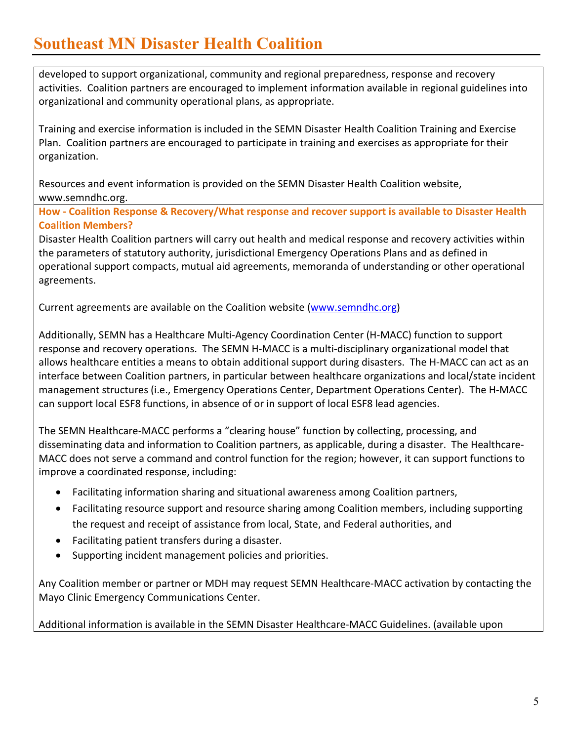developed to support organizational, community and regional preparedness, response and recovery activities. Coalition partners are encouraged to implement information available in regional guidelines into organizational and community operational plans, as appropriate.

Training and exercise information is included in the SEMN Disaster Health Coalition Training and Exercise Plan. Coalition partners are encouraged to participate in training and exercises as appropriate for their organization.

Resources and event information is provided on the SEMN Disaster Health Coalition website, www.semndhc.org.

**How - Coalition Response & Recovery/What response and recover support is available to Disaster Health Coalition Members?**

Disaster Health Coalition partners will carry out health and medical response and recovery activities within the parameters of statutory authority, jurisdictional Emergency Operations Plans and as defined in operational support compacts, mutual aid agreements, memoranda of understanding or other operational agreements.

Current agreements are available on the Coalition website (www.semndhc.org)

Additionally, SEMN has a Healthcare Multi-Agency Coordination Center (H-MACC) function to support response and recovery operations. The SEMN H-MACC is a multi-disciplinary organizational model that allows healthcare entities a means to obtain additional support during disasters. The H-MACC can act as an interface between Coalition partners, in particular between healthcare organizations and local/state incident management structures (i.e., Emergency Operations Center, Department Operations Center). The H-MACC can support local ESF8 functions, in absence of or in support of local ESF8 lead agencies.

The SEMN Healthcare-MACC performs a "clearing house" function by collecting, processing, and disseminating data and information to Coalition partners, as applicable, during a disaster. The Healthcare-MACC does not serve a command and control function for the region; however, it can support functions to improve a coordinated response, including:

- Facilitating information sharing and situational awareness among Coalition partners,
- Facilitating resource support and resource sharing among Coalition members, including supporting the request and receipt of assistance from local, State, and Federal authorities, and
- Facilitating patient transfers during a disaster.
- Supporting incident management policies and priorities.

Any Coalition member or partner or MDH may request SEMN Healthcare-MACC activation by contacting the Mayo Clinic Emergency Communications Center.

Additional information is available in the SEMN Disaster Healthcare-MACC Guidelines. (available upon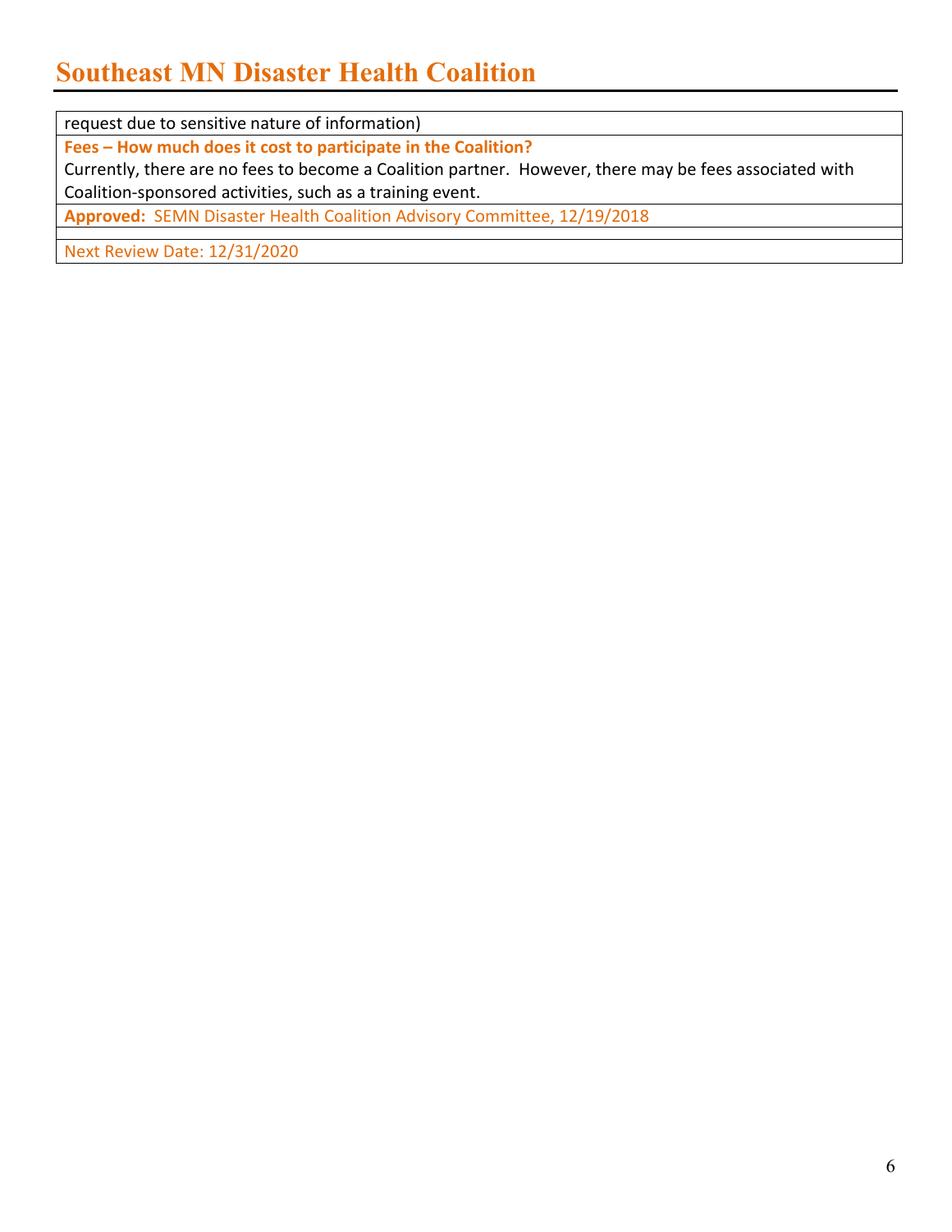request due to sensitive nature of information)

**Fees – How much does it cost to participate in the Coalition?**

Currently, there are no fees to become a Coalition partner. However, there may be fees associated with Coalition-sponsored activities, such as a training event.

**Approved:** SEMN Disaster Health Coalition Advisory Committee, 12/19/2018

Next Review Date: 12/31/2020